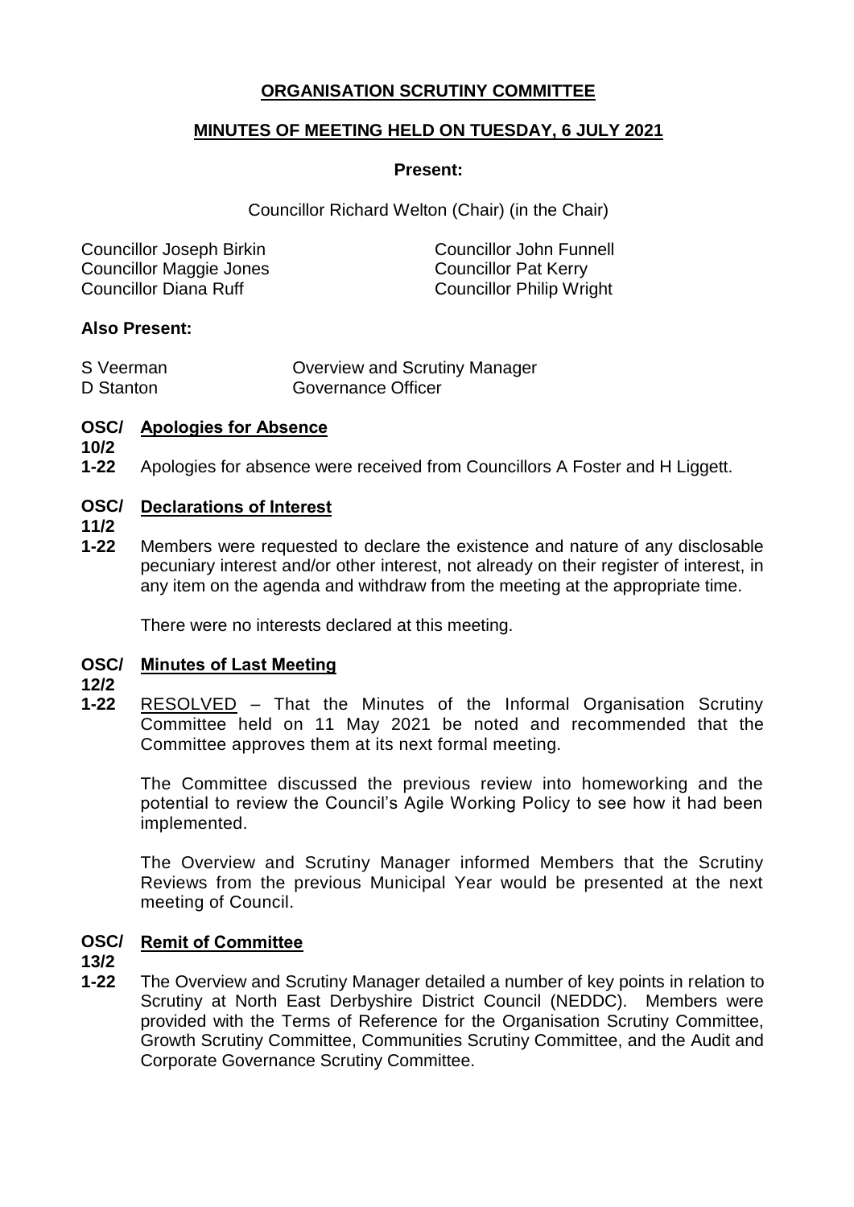# ORGANISATION SCRUTINY COMMITTEE

## MINUTES OF MEETING HELD ON TUESDAY, 6 JULY 2021

**Present:**

Councillor Richard Welton (Chair) (in the Chair)

Councillor Joseph Birkin
Councillor John Funnell
Councillor Maggie Jones
Councillor Pat Kerry
Councillor Diana Ruff
Councillor Philip Wright

**Also Present:**

| | |
|---|---|
| S Veerman | Overview and Scrutiny Manager |
| D Stanton | Governance Officer |

**OSC/10/21-22 Apologies for Absence**

Apologies for absence were received from Councillors A Foster and H Liggett.

**OSC/11/21-22 Declarations of Interest**

Members were requested to declare the existence and nature of any disclosable pecuniary interest and/or other interest, not already on their register of interest, in any item on the agenda and withdraw from the meeting at the appropriate time.

There were no interests declared at this meeting.

**OSC/12/21-22 Minutes of Last Meeting**

RESOLVED – That the Minutes of the Informal Organisation Scrutiny Committee held on 11 May 2021 be noted and recommended that the Committee approves them at its next formal meeting.

The Committee discussed the previous review into homeworking and the potential to review the Council's Agile Working Policy to see how it had been implemented.

The Overview and Scrutiny Manager informed Members that the Scrutiny Reviews from the previous Municipal Year would be presented at the next meeting of Council.

**OSC/13/21-22 Remit of Committee**

The Overview and Scrutiny Manager detailed a number of key points in relation to Scrutiny at North East Derbyshire District Council (NEDDC). Members were provided with the Terms of Reference for the Organisation Scrutiny Committee, Growth Scrutiny Committee, Communities Scrutiny Committee, and the Audit and Corporate Governance Scrutiny Committee.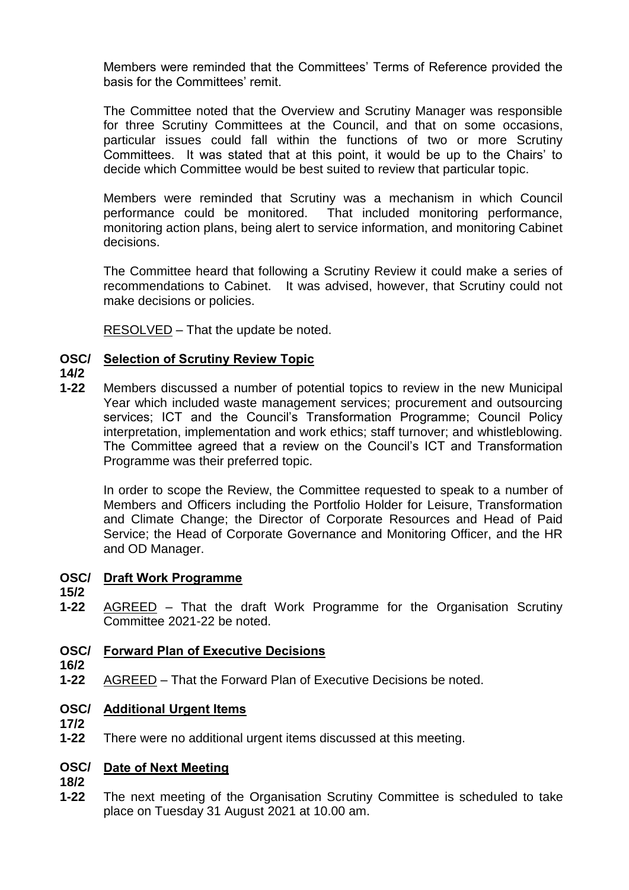Members were reminded that the Committees' Terms of Reference provided the basis for the Committees' remit.

The Committee noted that the Overview and Scrutiny Manager was responsible for three Scrutiny Committees at the Council, and that on some occasions, particular issues could fall within the functions of two or more Scrutiny Committees. It was stated that at this point, it would be up to the Chairs' to decide which Committee would be best suited to review that particular topic.

Members were reminded that Scrutiny was a mechanism in which Council performance could be monitored. That included monitoring performance, monitoring action plans, being alert to service information, and monitoring Cabinet decisions.

The Committee heard that following a Scrutiny Review it could make a series of recommendations to Cabinet. It was advised, however, that Scrutiny could not make decisions or policies.

RESOLVED – That the update be noted.

**OSC/14/21-22 Selection of Scrutiny Review Topic**

Members discussed a number of potential topics to review in the new Municipal Year which included waste management services; procurement and outsourcing services; ICT and the Council's Transformation Programme; Council Policy interpretation, implementation and work ethics; staff turnover; and whistleblowing. The Committee agreed that a review on the Council's ICT and Transformation Programme was their preferred topic.

In order to scope the Review, the Committee requested to speak to a number of Members and Officers including the Portfolio Holder for Leisure, Transformation and Climate Change; the Director of Corporate Resources and Head of Paid Service; the Head of Corporate Governance and Monitoring Officer, and the HR and OD Manager.

**OSC/15/21-22 Draft Work Programme**

AGREED – That the draft Work Programme for the Organisation Scrutiny Committee 2021-22 be noted.

**OSC/16/21-22 Forward Plan of Executive Decisions**

AGREED – That the Forward Plan of Executive Decisions be noted.

**OSC/17/21-22 Additional Urgent Items**

There were no additional urgent items discussed at this meeting.

**OSC/18/21-22 Date of Next Meeting**

The next meeting of the Organisation Scrutiny Committee is scheduled to take place on Tuesday 31 August 2021 at 10.00 am.